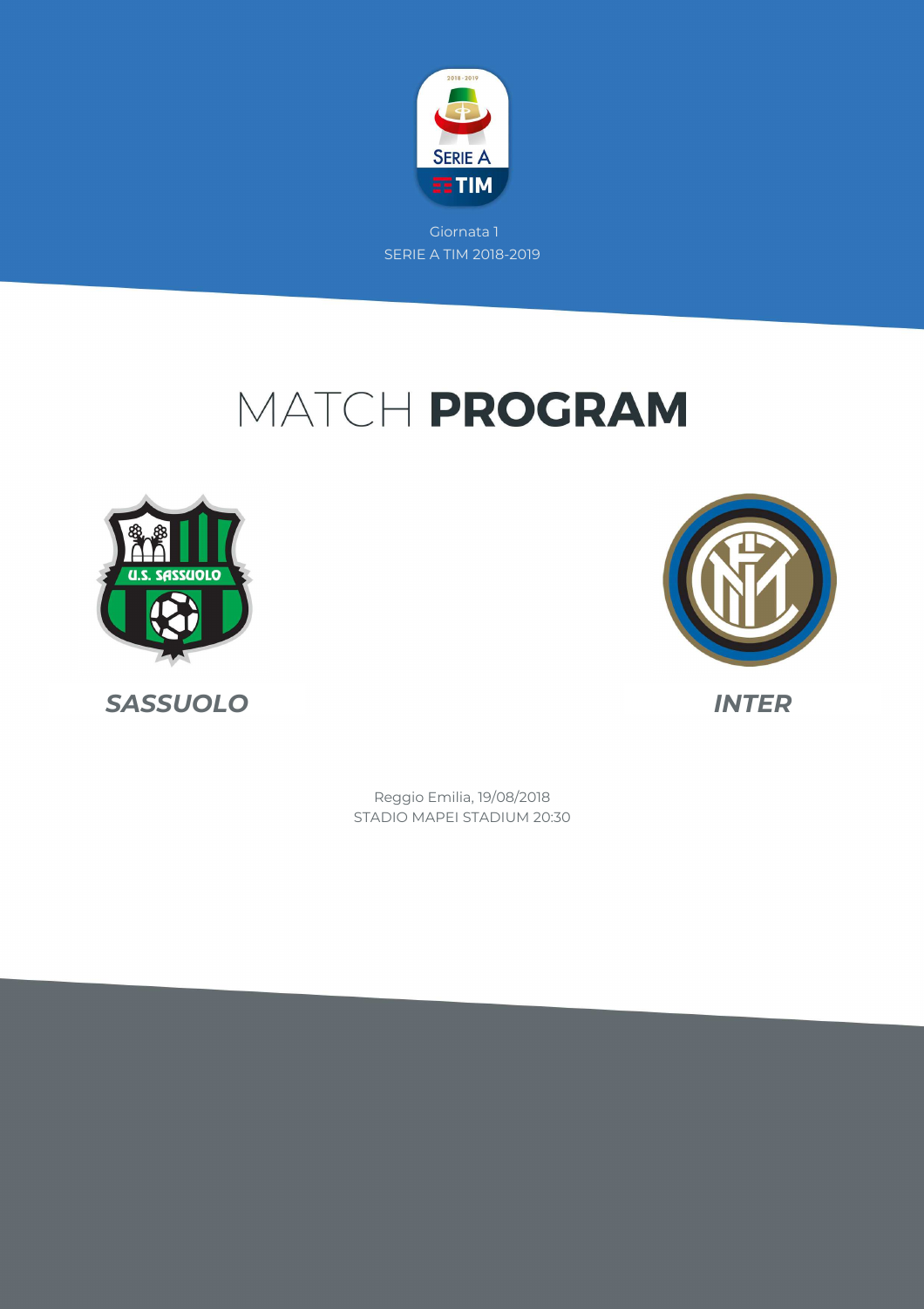Giornata 1
SERIE A TIM 2018-2019

# MATCH **PROGRAM**

***SASSUOLO***

***INTER***

Reggio Emilia, 19/08/2018
STADIO MAPEI STADIUM 20:30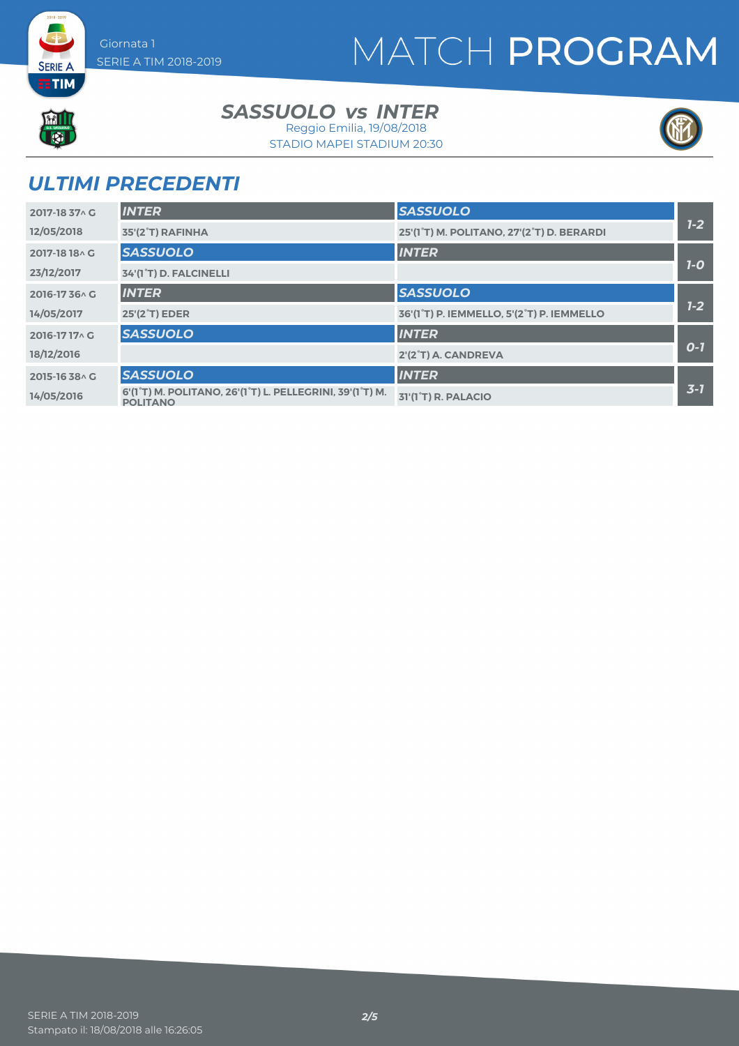# MATCH PROGRAM

Giornata 1
SERIE A TIM 2018-2019

## *SASSUOLO vs INTER*

Reggio Emilia, 19/08/2018
STADIO MAPEI STADIUM 20:30

## *ULTIMI PRECEDENTI*

| Stagione / Data | Casa | Ospite | Risultato |
| --- | --- | --- | --- |
| 2017-18 37^ G | **INTER** | **SASSUOLO** | |
| 12/05/2018 | 35'(2°T) RAFINHA | 25'(1°T) M. POLITANO, 27'(2°T) D. BERARDI | 1-2 |
| 2017-18 18^ G | **SASSUOLO** | **INTER** | |
| 23/12/2017 | 34'(1°T) D. FALCINELLI | | 1-0 |
| 2016-17 36^ G | **INTER** | **SASSUOLO** | |
| 14/05/2017 | 25'(2°T) EDER | 36'(1°T) P. IEMMELLO, 5'(2°T) P. IEMMELLO | 1-2 |
| 2016-17 17^ G | **SASSUOLO** | **INTER** | |
| 18/12/2016 | | 2'(2°T) A. CANDREVA | 0-1 |
| 2015-16 38^ G | **SASSUOLO** | **INTER** | |
| 14/05/2016 | 6'(1°T) M. POLITANO, 26'(1°T) L. PELLEGRINI, 39'(1°T) M. POLITANO | 31'(1°T) R. PALACIO | 3-1 |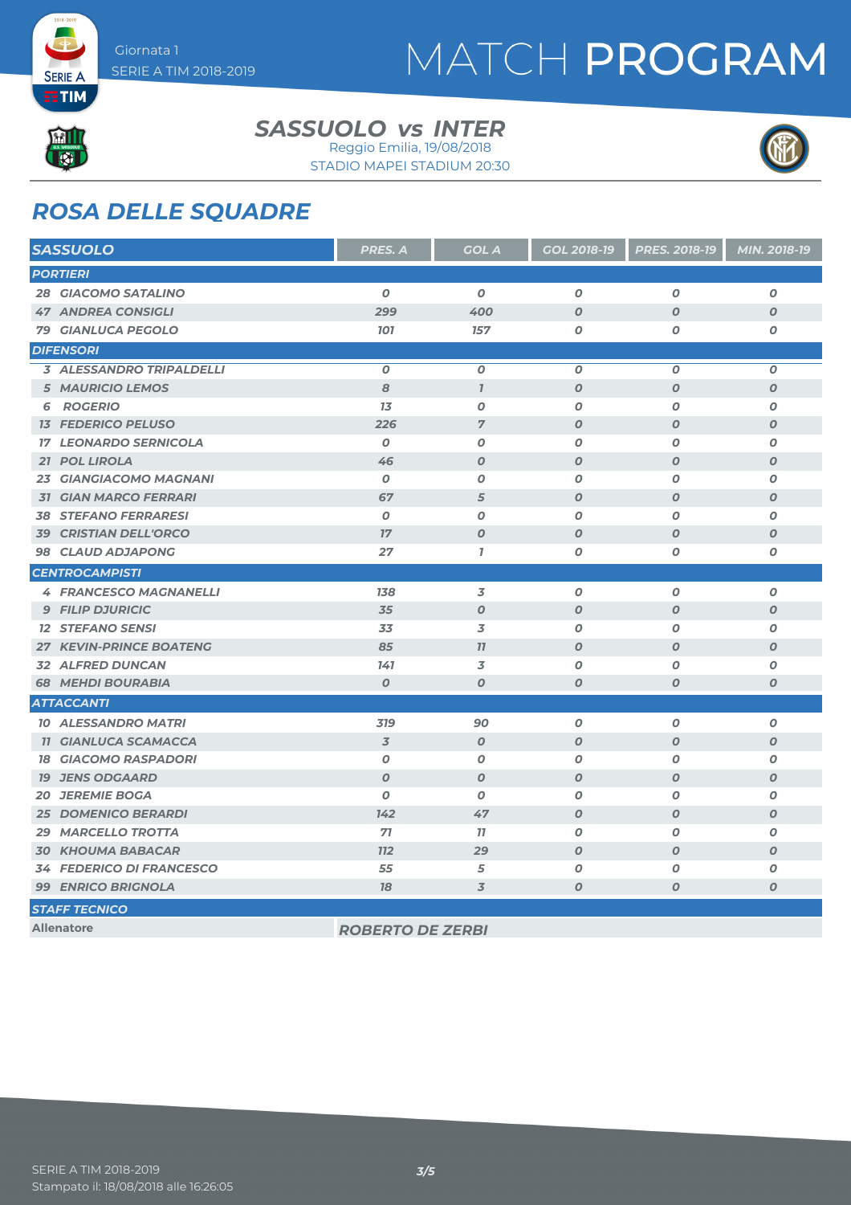# MATCH PROGRAM

Giornata 1
SERIE A TIM 2018-2019

## SASSUOLO vs INTER

Reggio Emilia, 19/08/2018
STADIO MAPEI STADIUM 20:30

## ROSA DELLE SQUADRE

| SASSUOLO | PRES. A | GOL A | GOL 2018-19 | PRES. 2018-19 | MIN. 2018-19 |
|---|---|---|---|---|---|
| **PORTIERI** | | | | | |
| 28 GIACOMO SATALINO | 0 | 0 | 0 | 0 | 0 |
| 47 ANDREA CONSIGLI | 299 | 400 | 0 | 0 | 0 |
| 79 GIANLUCA PEGOLO | 101 | 157 | 0 | 0 | 0 |
| **DIFENSORI** | | | | | |
| 3 ALESSANDRO TRIPALDELLI | 0 | 0 | 0 | 0 | 0 |
| 5 MAURICIO LEMOS | 8 | 1 | 0 | 0 | 0 |
| 6 ROGERIO | 13 | 0 | 0 | 0 | 0 |
| 13 FEDERICO PELUSO | 226 | 7 | 0 | 0 | 0 |
| 17 LEONARDO SERNICOLA | 0 | 0 | 0 | 0 | 0 |
| 21 POL LIROLA | 46 | 0 | 0 | 0 | 0 |
| 23 GIANGIACOMO MAGNANI | 0 | 0 | 0 | 0 | 0 |
| 31 GIAN MARCO FERRARI | 67 | 5 | 0 | 0 | 0 |
| 38 STEFANO FERRARESI | 0 | 0 | 0 | 0 | 0 |
| 39 CRISTIAN DELL'ORCO | 17 | 0 | 0 | 0 | 0 |
| 98 CLAUD ADJAPONG | 27 | 1 | 0 | 0 | 0 |
| **CENTROCAMPISTI** | | | | | |
| 4 FRANCESCO MAGNANELLI | 138 | 3 | 0 | 0 | 0 |
| 9 FILIP DJURICIC | 35 | 0 | 0 | 0 | 0 |
| 12 STEFANO SENSI | 33 | 3 | 0 | 0 | 0 |
| 27 KEVIN-PRINCE BOATENG | 85 | 11 | 0 | 0 | 0 |
| 32 ALFRED DUNCAN | 141 | 3 | 0 | 0 | 0 |
| 68 MEHDI BOURABIA | 0 | 0 | 0 | 0 | 0 |
| **ATTACCANTI** | | | | | |
| 10 ALESSANDRO MATRI | 319 | 90 | 0 | 0 | 0 |
| 11 GIANLUCA SCAMACCA | 3 | 0 | 0 | 0 | 0 |
| 18 GIACOMO RASPADORI | 0 | 0 | 0 | 0 | 0 |
| 19 JENS ODGAARD | 0 | 0 | 0 | 0 | 0 |
| 20 JEREMIE BOGA | 0 | 0 | 0 | 0 | 0 |
| 25 DOMENICO BERARDI | 142 | 47 | 0 | 0 | 0 |
| 29 MARCELLO TROTTA | 71 | 11 | 0 | 0 | 0 |
| 30 KHOUMA BABACAR | 112 | 29 | 0 | 0 | 0 |
| 34 FEDERICO DI FRANCESCO | 55 | 5 | 0 | 0 | 0 |
| 99 ENRICO BRIGNOLA | 18 | 3 | 0 | 0 | 0 |
| **STAFF TECNICO** | | | | | |
| Allenatore | ROBERTO DE ZERBI | | | | |

SERIE A TIM 2018-2019
Stampato il: 18/08/2018 alle 16:26:05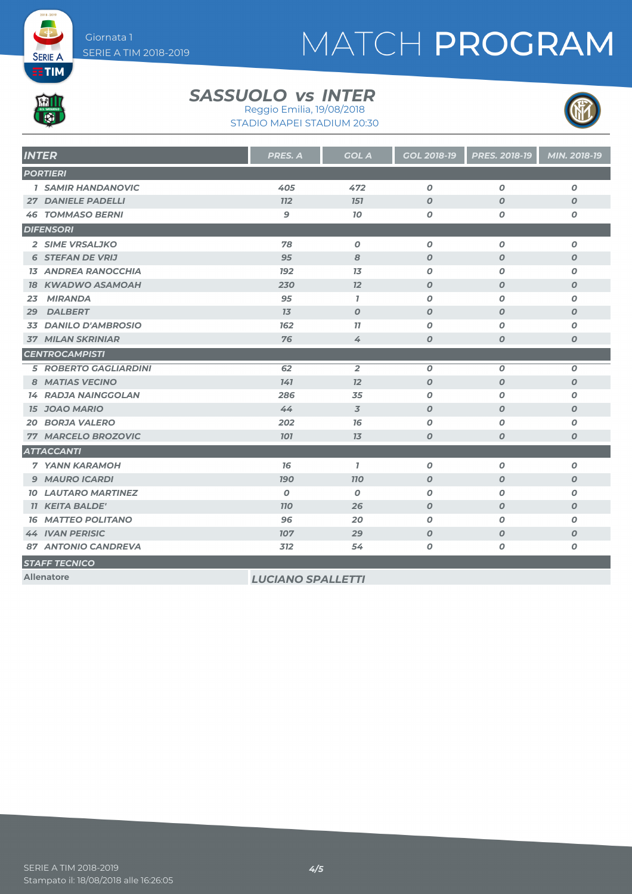# MATCH PROGRAM

Giornata 1
SERIE A TIM 2018-2019

## SASSUOLO vs INTER

Reggio Emilia, 19/08/2018
STADIO MAPEI STADIUM 20:30

| INTER | PRES. A | GOL A | GOL 2018-19 | PRES. 2018-19 | MIN. 2018-19 |
|---|---|---|---|---|---|
| **PORTIERI** | | | | | |
| 1 SAMIR HANDANOVIC | 405 | 472 | 0 | 0 | 0 |
| 27 DANIELE PADELLI | 112 | 151 | 0 | 0 | 0 |
| 46 TOMMASO BERNI | 9 | 10 | 0 | 0 | 0 |
| **DIFENSORI** | | | | | |
| 2 SIME VRSALJKO | 78 | 0 | 0 | 0 | 0 |
| 6 STEFAN DE VRIJ | 95 | 8 | 0 | 0 | 0 |
| 13 ANDREA RANOCCHIA | 192 | 13 | 0 | 0 | 0 |
| 18 KWADWO ASAMOAH | 230 | 12 | 0 | 0 | 0 |
| 23 MIRANDA | 95 | 1 | 0 | 0 | 0 |
| 29 DALBERT | 13 | 0 | 0 | 0 | 0 |
| 33 DANILO D'AMBROSIO | 162 | 11 | 0 | 0 | 0 |
| 37 MILAN SKRINIAR | 76 | 4 | 0 | 0 | 0 |
| **CENTROCAMPISTI** | | | | | |
| 5 ROBERTO GAGLIARDINI | 62 | 2 | 0 | 0 | 0 |
| 8 MATIAS VECINO | 141 | 12 | 0 | 0 | 0 |
| 14 RADJA NAINGGOLAN | 286 | 35 | 0 | 0 | 0 |
| 15 JOAO MARIO | 44 | 3 | 0 | 0 | 0 |
| 20 BORJA VALERO | 202 | 16 | 0 | 0 | 0 |
| 77 MARCELO BROZOVIC | 101 | 13 | 0 | 0 | 0 |
| **ATTACCANTI** | | | | | |
| 7 YANN KARAMOH | 16 | 1 | 0 | 0 | 0 |
| 9 MAURO ICARDI | 190 | 110 | 0 | 0 | 0 |
| 10 LAUTARO MARTINEZ | 0 | 0 | 0 | 0 | 0 |
| 11 KEITA BALDE' | 110 | 26 | 0 | 0 | 0 |
| 16 MATTEO POLITANO | 96 | 20 | 0 | 0 | 0 |
| 44 IVAN PERISIC | 107 | 29 | 0 | 0 | 0 |
| 87 ANTONIO CANDREVA | 312 | 54 | 0 | 0 | 0 |

**STAFF TECNICO**

| Allenatore | LUCIANO SPALLETTI |
|---|---|

SERIE A TIM 2018-2019
Stampato il: 18/08/2018 alle 16:26:05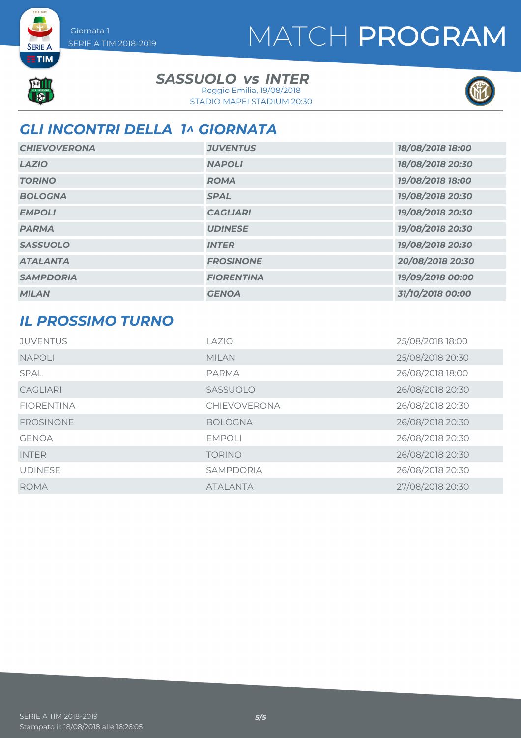# MATCH PROGRAM

Giornata 1
SERIE A TIM 2018-2019

**SASSUOLO vs INTER**
Reggio Emilia, 19/08/2018
STADIO MAPEI STADIUM 20:30

## GLI INCONTRI DELLA 1^ GIORNATA

| | | |
|---|---|---|
| CHIEVOVERONA | JUVENTUS | 18/08/2018 18:00 |
| LAZIO | NAPOLI | 18/08/2018 20:30 |
| TORINO | ROMA | 19/08/2018 18:00 |
| BOLOGNA | SPAL | 19/08/2018 20:30 |
| EMPOLI | CAGLIARI | 19/08/2018 20:30 |
| PARMA | UDINESE | 19/08/2018 20:30 |
| SASSUOLO | INTER | 19/08/2018 20:30 |
| ATALANTA | FROSINONE | 20/08/2018 20:30 |
| SAMPDORIA | FIORENTINA | 19/09/2018 00:00 |
| MILAN | GENOA | 31/10/2018 00:00 |

## IL PROSSIMO TURNO

| | | |
|---|---|---|
| JUVENTUS | LAZIO | 25/08/2018 18:00 |
| NAPOLI | MILAN | 25/08/2018 20:30 |
| SPAL | PARMA | 26/08/2018 18:00 |
| CAGLIARI | SASSUOLO | 26/08/2018 20:30 |
| FIORENTINA | CHIEVOVERONA | 26/08/2018 20:30 |
| FROSINONE | BOLOGNA | 26/08/2018 20:30 |
| GENOA | EMPOLI | 26/08/2018 20:30 |
| INTER | TORINO | 26/08/2018 20:30 |
| UDINESE | SAMPDORIA | 26/08/2018 20:30 |
| ROMA | ATALANTA | 27/08/2018 20:30 |

SERIE A TIM 2018-2019
Stampato il: 18/08/2018 alle 16:26:05